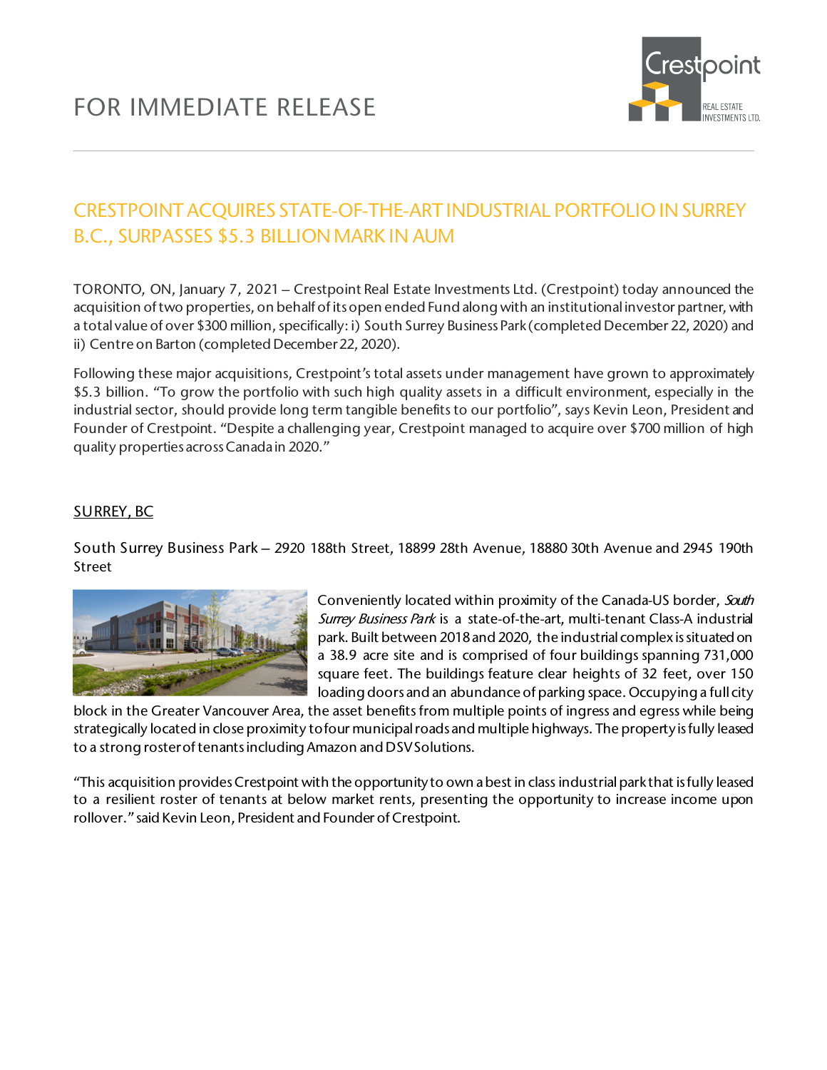FOR IMMEDIATE RELEASE

# CRESTPOINT ACQUIRES STATE-OF-THE-ART INDUSTRIAL PORTFOLIO IN SURREY B.C., SURPASSES $5.3 BILLION MARK IN AUM

TORONTO, ON, January 7, 2021 – Crestpoint Real Estate Investments Ltd. (Crestpoint) today announced the acquisition of two properties, on behalf of its open ended Fund along with an institutional investor partner, with a total value of over $300 million, specifically: i) South Surrey Business Park (completed December 22, 2020) and ii) Centre on Barton (completed December 22, 2020).

Following these major acquisitions, Crestpoint's total assets under management have grown to approximately $5.3 billion. "To grow the portfolio with such high quality assets in a difficult environment, especially in the industrial sector, should provide long term tangible benefits to our portfolio", says Kevin Leon, President and Founder of Crestpoint. "Despite a challenging year, Crestpoint managed to acquire over $700 million of high quality properties across Canada in 2020."

## SURREY, BC

South Surrey Business Park – 2920 188th Street, 18899 28th Avenue, 18880 30th Avenue and 2945 190th Street

Conveniently located within proximity of the Canada-US border, *South Surrey Business Park* is a state-of-the-art, multi-tenant Class-A industrial park. Built between 2018 and 2020, the industrial complex is situated on a 38.9 acre site and is comprised of four buildings spanning 731,000 square feet. The buildings feature clear heights of 32 feet, over 150 loading doors and an abundance of parking space. Occupying a full city block in the Greater Vancouver Area, the asset benefits from multiple points of ingress and egress while being strategically located in close proximity to four municipal roads and multiple highways. The property is fully leased to a strong roster of tenants including Amazon and DSV Solutions.

"This acquisition provides Crestpoint with the opportunity to own a best in class industrial park that is fully leased to a resilient roster of tenants at below market rents, presenting the opportunity to increase income upon rollover." said Kevin Leon, President and Founder of Crestpoint.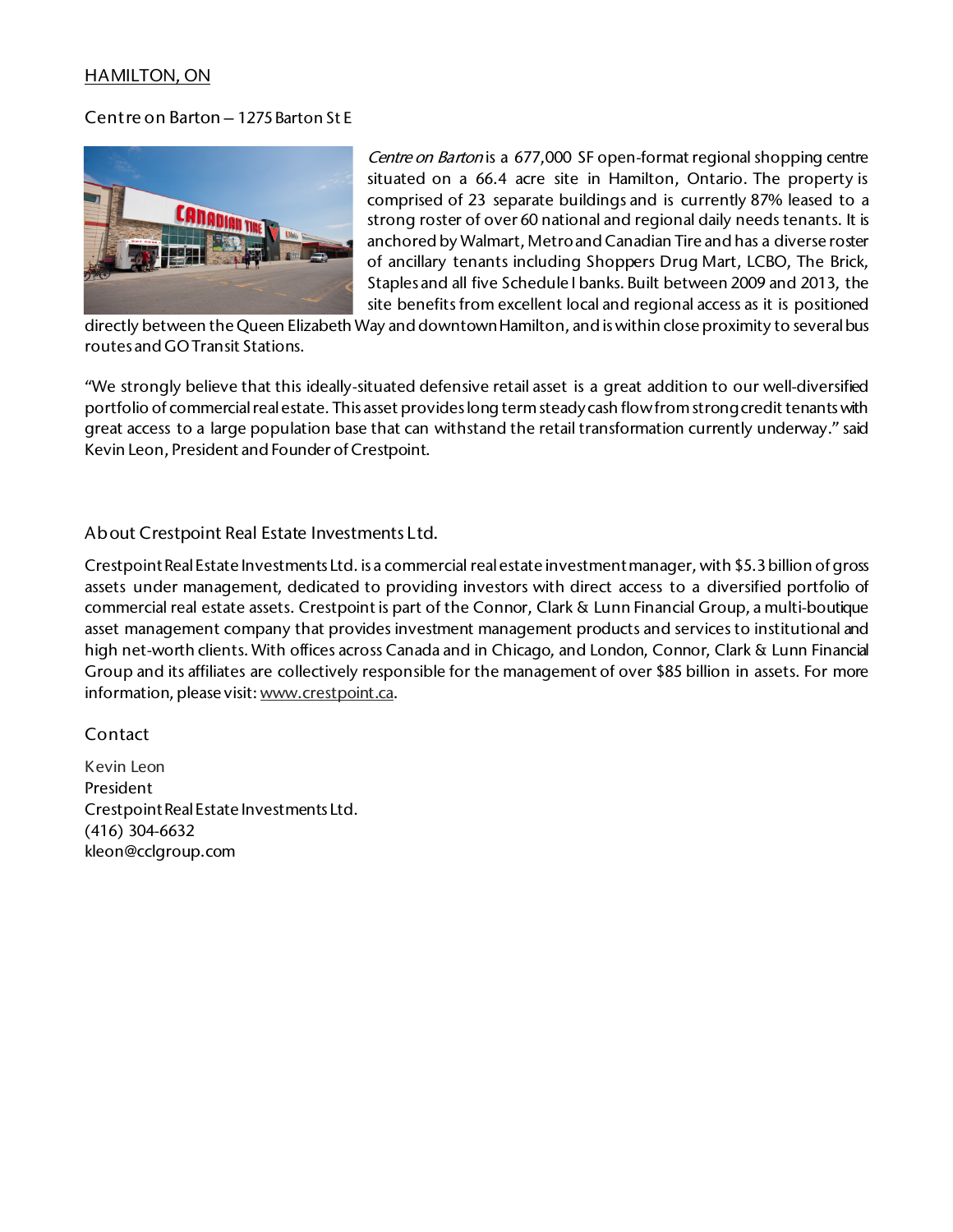HAMILTON, ON

Centre on Barton – 1275 Barton St E

*Centre on Barton* is a 677,000 SF open-format regional shopping centre situated on a 66.4 acre site in Hamilton, Ontario. The property is comprised of 23 separate buildings and is currently 87% leased to a strong roster of over 60 national and regional daily needs tenants. It is anchored by Walmart, Metro and Canadian Tire and has a diverse roster of ancillary tenants including Shoppers Drug Mart, LCBO, The Brick, Staples and all five Schedule I banks. Built between 2009 and 2013, the site benefits from excellent local and regional access as it is positioned directly between the Queen Elizabeth Way and downtown Hamilton, and is within close proximity to several bus routes and GO Transit Stations.

"We strongly believe that this ideally-situated defensive retail asset is a great addition to our well-diversified portfolio of commercial real estate. This asset provides long term steady cash flow from strong credit tenants with great access to a large population base that can withstand the retail transformation currently underway." said Kevin Leon, President and Founder of Crestpoint.

## About Crestpoint Real Estate Investments Ltd.

Crestpoint Real Estate Investments Ltd. is a commercial real estate investment manager, with $5.3 billion of gross assets under management, dedicated to providing investors with direct access to a diversified portfolio of commercial real estate assets. Crestpoint is part of the Connor, Clark & Lunn Financial Group, a multi-boutique asset management company that provides investment management products and services to institutional and high net-worth clients. With offices across Canada and in Chicago, and London, Connor, Clark & Lunn Financial Group and its affiliates are collectively responsible for the management of over $85 billion in assets. For more information, please visit: www.crestpoint.ca.

## Contact

Kevin Leon
President
Crestpoint Real Estate Investments Ltd.
(416) 304-6632
kleon@cclgroup.com